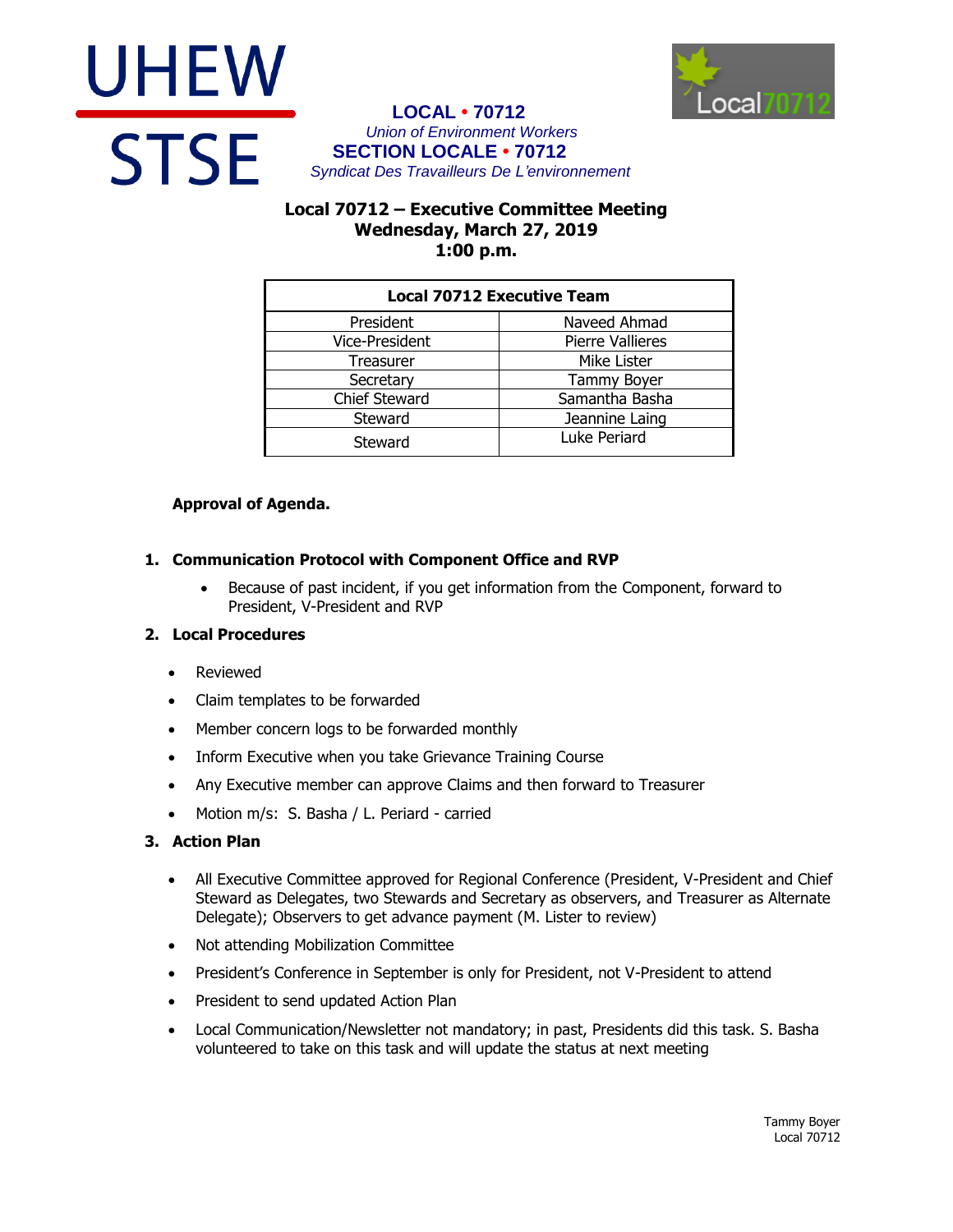UHEW

STSE

**LOCAL • 70712**

*Union of Environment Workers*

**SECTION LOCALE • 70712**

*Syndicat Des Travailleurs De L'environnement*

Local70712

# Local 70712 – Executive Committee Meeting
## Wednesday, March 27, 2019
## 1:00 p.m.

| Local 70712 Executive Team | |
|---|---|
| President | Naveed Ahmad |
| Vice-President | Pierre Vallieres |
| Treasurer | Mike Lister |
| Secretary | Tammy Boyer |
| Chief Steward | Samantha Basha |
| Steward | Jeannine Laing |
| Steward | Luke Periard |

**Approval of Agenda.**

1. **Communication Protocol with Component Office and RVP**
   - Because of past incident, if you get information from the Component, forward to President, V-President and RVP

2. **Local Procedures**
   - Reviewed
   - Claim templates to be forwarded
   - Member concern logs to be forwarded monthly
   - Inform Executive when you take Grievance Training Course
   - Any Executive member can approve Claims and then forward to Treasurer
   - Motion m/s: S. Basha / L. Periard - carried

3. **Action Plan**
   - All Executive Committee approved for Regional Conference (President, V-President and Chief Steward as Delegates, two Stewards and Secretary as observers, and Treasurer as Alternate Delegate); Observers to get advance payment (M. Lister to review)
   - Not attending Mobilization Committee
   - President's Conference in September is only for President, not V-President to attend
   - President to send updated Action Plan
   - Local Communication/Newsletter not mandatory; in past, Presidents did this task. S. Basha volunteered to take on this task and will update the status at next meeting

Tammy Boyer
Local 70712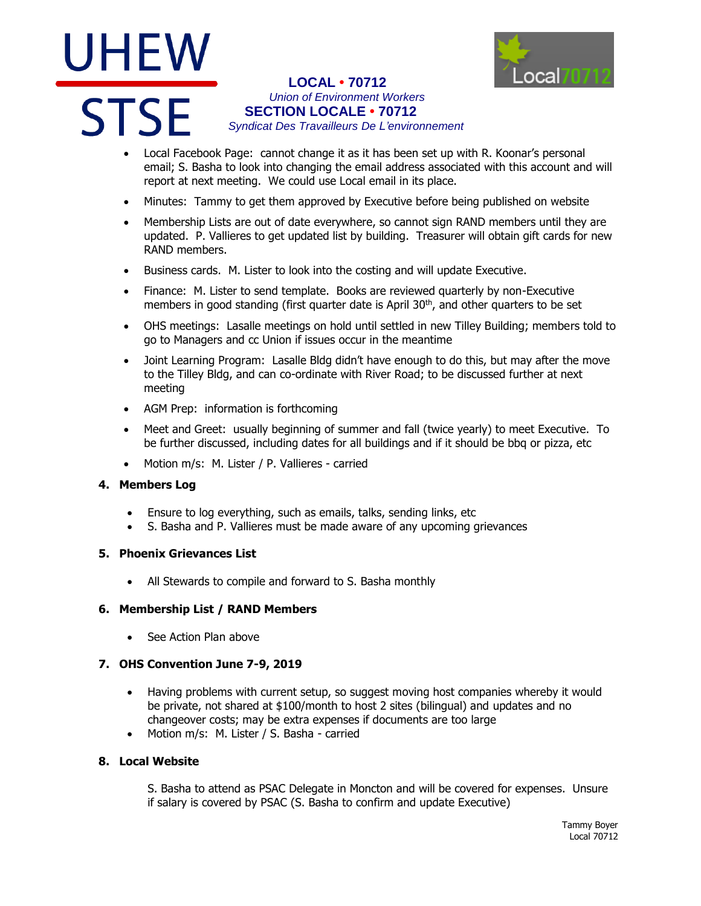- Local Facebook Page: cannot change it as it has been set up with R. Koonar's personal email; S. Basha to look into changing the email address associated with this account and will report at next meeting. We could use Local email in its place.
- Minutes: Tammy to get them approved by Executive before being published on website
- Membership Lists are out of date everywhere, so cannot sign RAND members until they are updated. P. Vallieres to get updated list by building. Treasurer will obtain gift cards for new RAND members.
- Business cards. M. Lister to look into the costing and will update Executive.
- Finance: M. Lister to send template. Books are reviewed quarterly by non-Executive members in good standing (first quarter date is April 30th, and other quarters to be set
- OHS meetings: Lasalle meetings on hold until settled in new Tilley Building; members told to go to Managers and cc Union if issues occur in the meantime
- Joint Learning Program: Lasalle Bldg didn't have enough to do this, but may after the move to the Tilley Bldg, and can co-ordinate with River Road; to be discussed further at next meeting
- AGM Prep: information is forthcoming
- Meet and Greet: usually beginning of summer and fall (twice yearly) to meet Executive. To be further discussed, including dates for all buildings and if it should be bbq or pizza, etc
- Motion m/s: M. Lister / P. Vallieres - carried

**4. Members Log**

- Ensure to log everything, such as emails, talks, sending links, etc
- S. Basha and P. Vallieres must be made aware of any upcoming grievances

**5. Phoenix Grievances List**

- All Stewards to compile and forward to S. Basha monthly

**6. Membership List / RAND Members**

- See Action Plan above

**7. OHS Convention June 7-9, 2019**

- Having problems with current setup, so suggest moving host companies whereby it would be private, not shared at $100/month to host 2 sites (bilingual) and updates and no changeover costs; may be extra expenses if documents are too large
- Motion m/s: M. Lister / S. Basha - carried

**8. Local Website**

S. Basha to attend as PSAC Delegate in Moncton and will be covered for expenses. Unsure if salary is covered by PSAC (S. Basha to confirm and update Executive)

Tammy Boyer
Local 70712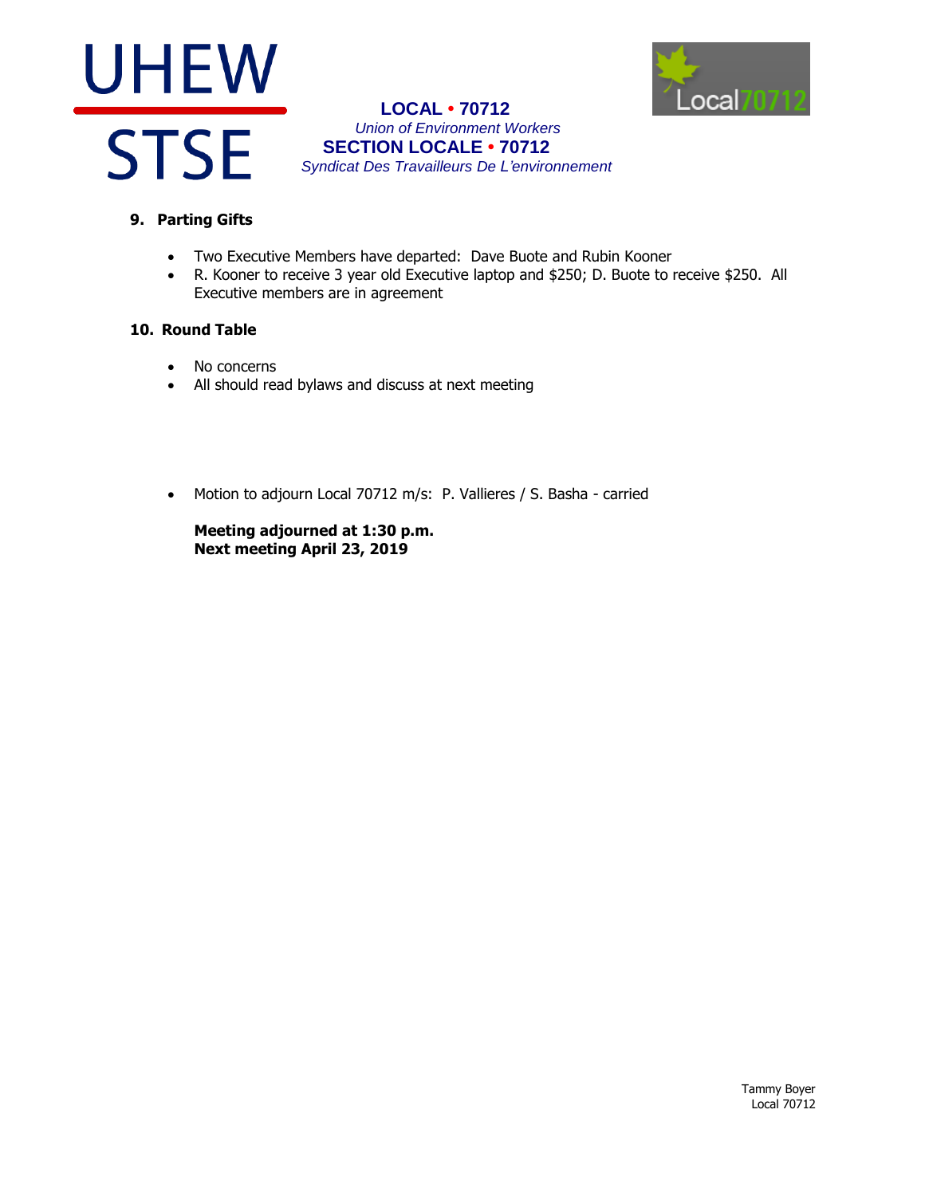**LOCAL • 70712**
*Union of Environment Workers*
**SECTION LOCALE • 70712**
*Syndicat Des Travailleurs De L'environnement*

### 9. Parting Gifts

- Two Executive Members have departed: Dave Buote and Rubin Kooner
- R. Kooner to receive 3 year old Executive laptop and $250; D. Buote to receive $250. All Executive members are in agreement

### 10. Round Table

- No concerns
- All should read bylaws and discuss at next meeting

- Motion to adjourn Local 70712 m/s: P. Vallieres / S. Basha - carried

**Meeting adjourned at 1:30 p.m.**
**Next meeting April 23, 2019**

Tammy Boyer
Local 70712